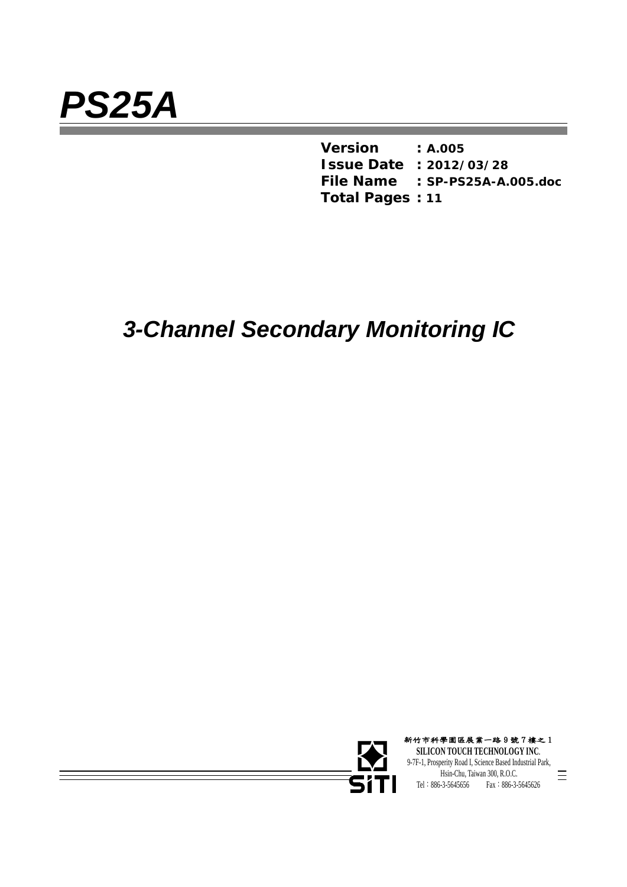# *PS25A*

**Version : A.005**
**Issue Date : 2012/03/28**
**File Name : SP-PS25A-A.005.doc**
**Total Pages : 11**

## *3-Channel Secondary Monitoring IC*

新竹市科學園區展業一路 9 號 7 樓之 1
**SILICON TOUCH TECHNOLOGY INC.**
9-7F-1, Prosperity Road I, Science Based Industrial Park,
Hsin-Chu, Taiwan 300, R.O.C.
Tel：886-3-5645656 Fax：886-3-5645626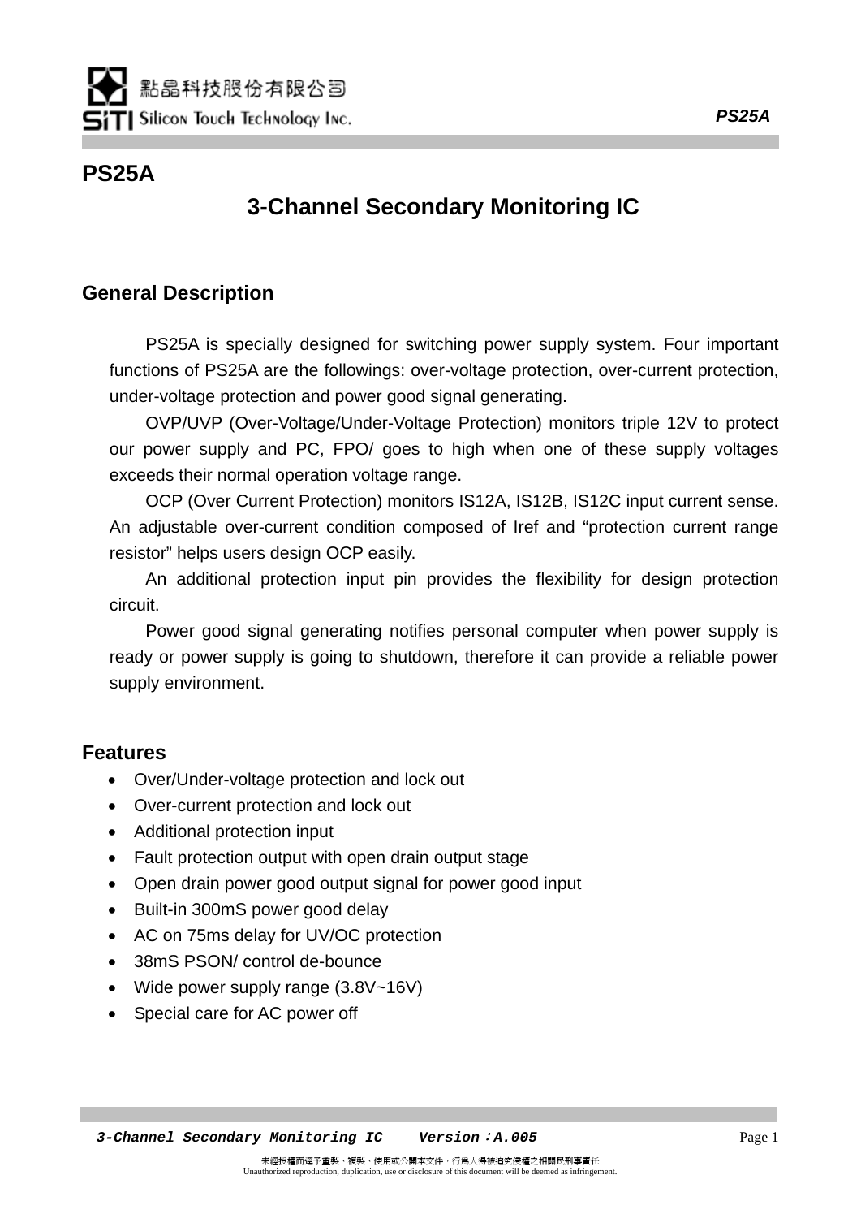# PS25A

## 3-Channel Secondary Monitoring IC

## General Description

PS25A is specially designed for switching power supply system. Four important functions of PS25A are the followings: over-voltage protection, over-current protection, under-voltage protection and power good signal generating.

OVP/UVP (Over-Voltage/Under-Voltage Protection) monitors triple 12V to protect our power supply and PC, FPO/ goes to high when one of these supply voltages exceeds their normal operation voltage range.

OCP (Over Current Protection) monitors IS12A, IS12B, IS12C input current sense. An adjustable over-current condition composed of Iref and “protection current range resistor” helps users design OCP easily.

An additional protection input pin provides the flexibility for design protection circuit.

Power good signal generating notifies personal computer when power supply is ready or power supply is going to shutdown, therefore it can provide a reliable power supply environment.

## Features

- Over/Under-voltage protection and lock out
- Over-current protection and lock out
- Additional protection input
- Fault protection output with open drain output stage
- Open drain power good output signal for power good input
- Built-in 300mS power good delay
- AC on 75ms delay for UV/OC protection
- 38mS PSON/ control de-bounce
- Wide power supply range (3.8V~16V)
- Special care for AC power off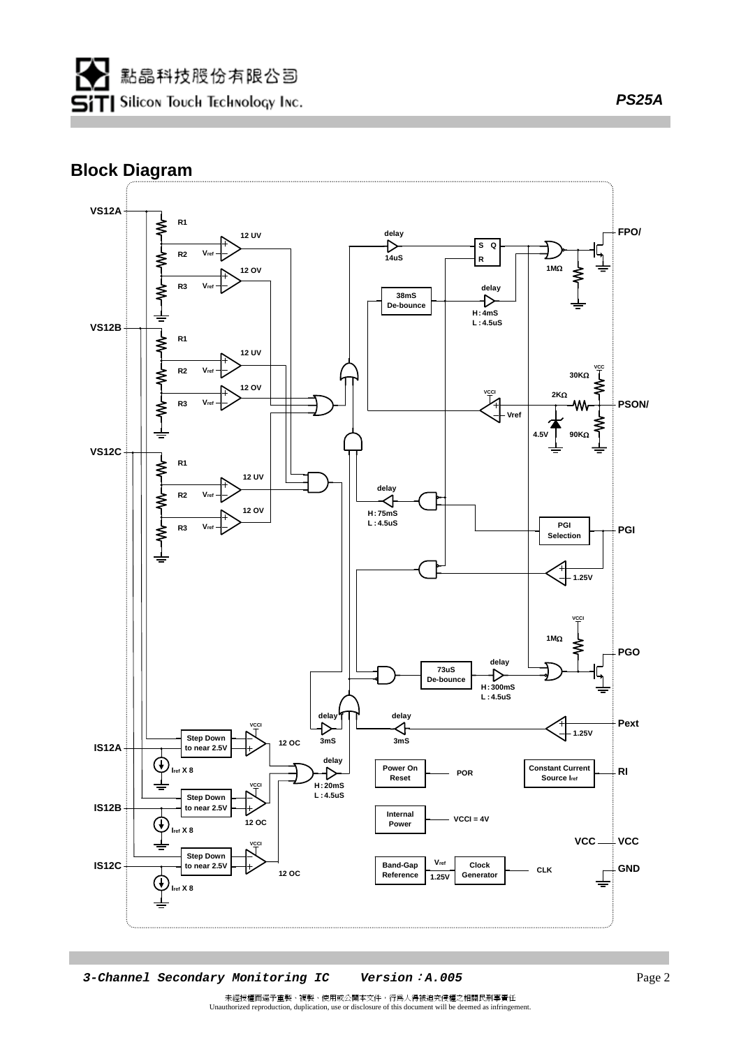## Block Diagram

VS12A

R1

R2

R3

12 UV

12 OV

$V_{ref}$

delay

14uS

S Q

R

FPO/

1MΩ

38mS De-bounce

delay

H : 4mS

L : 4.5uS

VS12B

R1

R2

R3

12 UV

12 OV

$V_{ref}$

VCC

30KΩ

VCCI

2KΩ

PSON/

Vref

4.5V

90KΩ

VS12C

R1

R2

R3

12 UV

12 OV

$V_{ref}$

delay

H : 75mS

L : 4.5uS

PGI Selection

PGI

1.25V

VCCI

1MΩ

PGO

delay

73uS De-bounce

H : 300mS

L : 4.5uS

delay

3mS

delay

3mS

Pext

1.25V

IS12A

Step Down to near 2.5V

VCCI

12 OC

$I_{ref}$ X 8

delay

H : 20mS

L : 4.5uS

Power On Reset

POR

Constant Current Source $I_{ref}$

RI

IS12B

Step Down to near 2.5V

VCCI

12 OC

$I_{ref}$ X 8

Internal Power

VCCI = 4V

VCC

VCC

IS12C

Step Down to near 2.5V

VCCI

12 OC

$I_{ref}$ X 8

Band-Gap Reference

$V_{ref}$

1.25V

Clock Generator

CLK

GND

未經授權而逕予重製、複製、使用或公開本文件，行爲人得被追究侵權之相關民刑事責任

Unauthorized reproduction, duplication, use or disclosure of this document will be deemed as infringement.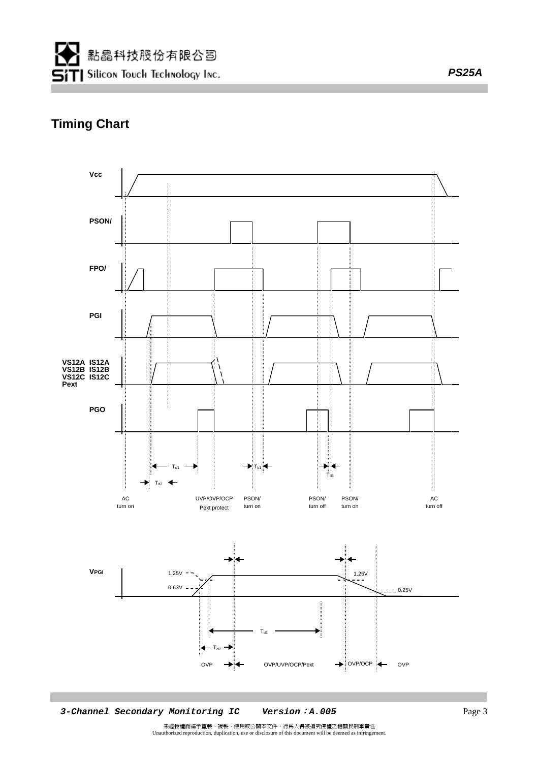## Timing Chart

Vcc

PSON/

FPO/

PGI

VS12A IS12A
VS12B IS12B
VS12C IS12C
Pext

PGO

$T_{d1}$

$T_{d2}$

$T_{b1}$

$T_{d3}$

AC turn on

UVP/OVP/OCP Pext protect

PSON/ turn on

PSON/ turn off

PSON/ turn on

AC turn off

VPGI

1.25V

0.63V

1.25V

0.25V

$T_{d1}$

$T_{d2}$

OVP

OVP/UVP/OCP/Pext

OVP/OCP

OVP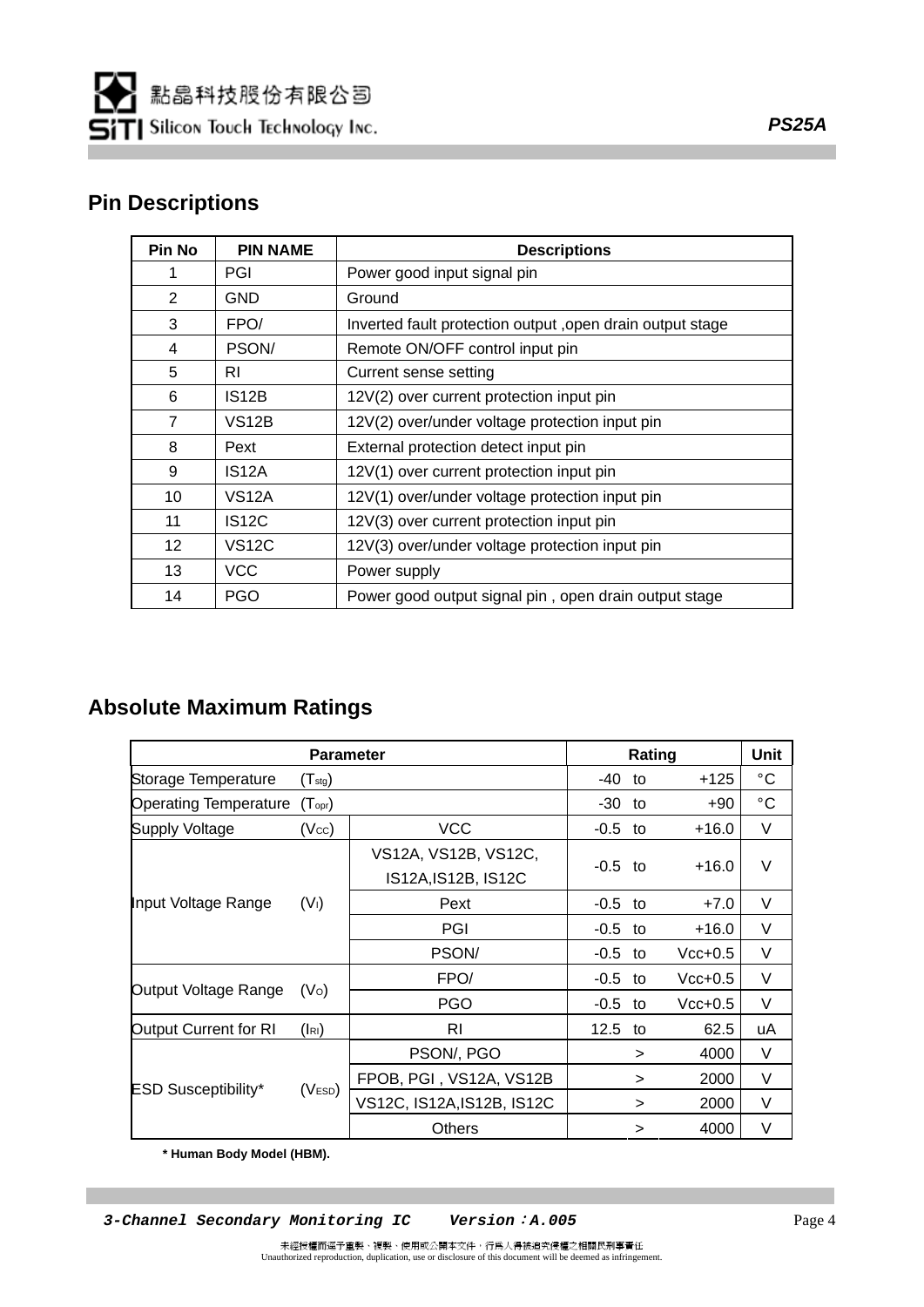## Pin Descriptions

| Pin No | PIN NAME | Descriptions |
|---|---|---|
| 1 | PGI | Power good input signal pin |
| 2 | GND | Ground |
| 3 | FPO/ | Inverted fault protection output ,open drain output stage |
| 4 | PSON/ | Remote ON/OFF control input pin |
| 5 | RI | Current sense setting |
| 6 | IS12B | 12V(2) over current protection input pin |
| 7 | VS12B | 12V(2) over/under voltage protection input pin |
| 8 | Pext | External protection detect input pin |
| 9 | IS12A | 12V(1) over current protection input pin |
| 10 | VS12A | 12V(1) over/under voltage protection input pin |
| 11 | IS12C | 12V(3) over current protection input pin |
| 12 | VS12C | 12V(3) over/under voltage protection input pin |
| 13 | VCC | Power supply |
| 14 | PGO | Power good output signal pin , open drain output stage |

## Absolute Maximum Ratings

| Parameter | | | Rating | | | Unit |
|---|---|---|---|---|---|---|
| Storage Temperature | ($T_{stg}$) | | -40 | to | +125 | °C |
| Operating Temperature | ($T_{opr}$) | | -30 | to | +90 | °C |
| Supply Voltage | ($V_{CC}$) | VCC | -0.5 | to | +16.0 | V |
| Input Voltage Range | ($V_I$) | VS12A, VS12B, VS12C, IS12A,IS12B, IS12C | -0.5 | to | +16.0 | V |
| | | Pext | -0.5 | to | +7.0 | V |
| | | PGI | -0.5 | to | +16.0 | V |
| | | PSON/ | -0.5 | to | Vcc+0.5 | V |
| Output Voltage Range | ($V_O$) | FPO/ | -0.5 | to | Vcc+0.5 | V |
| | | PGO | -0.5 | to | Vcc+0.5 | V |
| Output Current for RI | ($I_{RI}$) | RI | 12.5 | to | 62.5 | uA |
| ESD Susceptibility* | ($V_{ESD}$) | PSON/, PGO | | > | 4000 | V |
| | | FPOB, PGI , VS12A, VS12B | | > | 2000 | V |
| | | VS12C, IS12A,IS12B, IS12C | | > | 2000 | V |
| | | Others | | > | 4000 | V |

**\* Human Body Model (HBM).**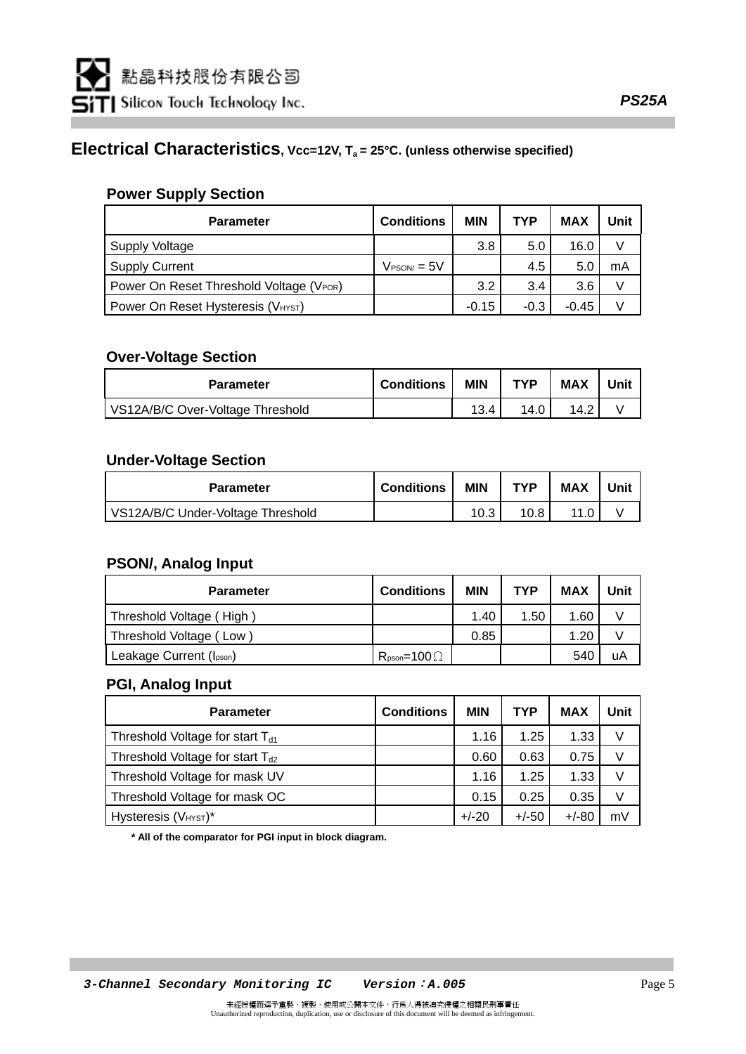## Electrical Characteristics, Vcc=12V, $T_a$ = 25°C. (unless otherwise specified)

### Power Supply Section

| Parameter | Conditions | MIN | TYP | MAX | Unit |
|---|---|---|---|---|---|
| Supply Voltage | | 3.8 | 5.0 | 16.0 | V |
| Supply Current | $V_{PSON/}$ = 5V | | 4.5 | 5.0 | mA |
| Power On Reset Threshold Voltage ($V_{POR}$) | | 3.2 | 3.4 | 3.6 | V |
| Power On Reset Hysteresis ($V_{HYST}$) | | -0.15 | -0.3 | -0.45 | V |

### Over-Voltage Section

| Parameter | Conditions | MIN | TYP | MAX | Unit |
|---|---|---|---|---|---|
| VS12A/B/C Over-Voltage Threshold | | 13.4 | 14.0 | 14.2 | V |

### Under-Voltage Section

| Parameter | Conditions | MIN | TYP | MAX | Unit |
|---|---|---|---|---|---|
| VS12A/B/C Under-Voltage Threshold | | 10.3 | 10.8 | 11.0 | V |

### PSON/, Analog Input

| Parameter | Conditions | MIN | TYP | MAX | Unit |
|---|---|---|---|---|---|
| Threshold Voltage ( High ) | | 1.40 | 1.50 | 1.60 | V |
| Threshold Voltage ( Low ) | | 0.85 | | 1.20 | V |
| Leakage Current ($I_{pson}$) | $R_{pson}$=100Ω | | | 540 | uA |

### PGI, Analog Input

| Parameter | Conditions | MIN | TYP | MAX | Unit |
|---|---|---|---|---|---|
| Threshold Voltage for start $T_{d1}$ | | 1.16 | 1.25 | 1.33 | V |
| Threshold Voltage for start $T_{d2}$ | | 0.60 | 0.63 | 0.75 | V |
| Threshold Voltage for mask UV | | 1.16 | 1.25 | 1.33 | V |
| Threshold Voltage for mask OC | | 0.15 | 0.25 | 0.35 | V |
| Hysteresis ($V_{HYST}$)* | | +/-20 | +/-50 | +/-80 | mV |

**\* All of the comparator for PGI input in block diagram.**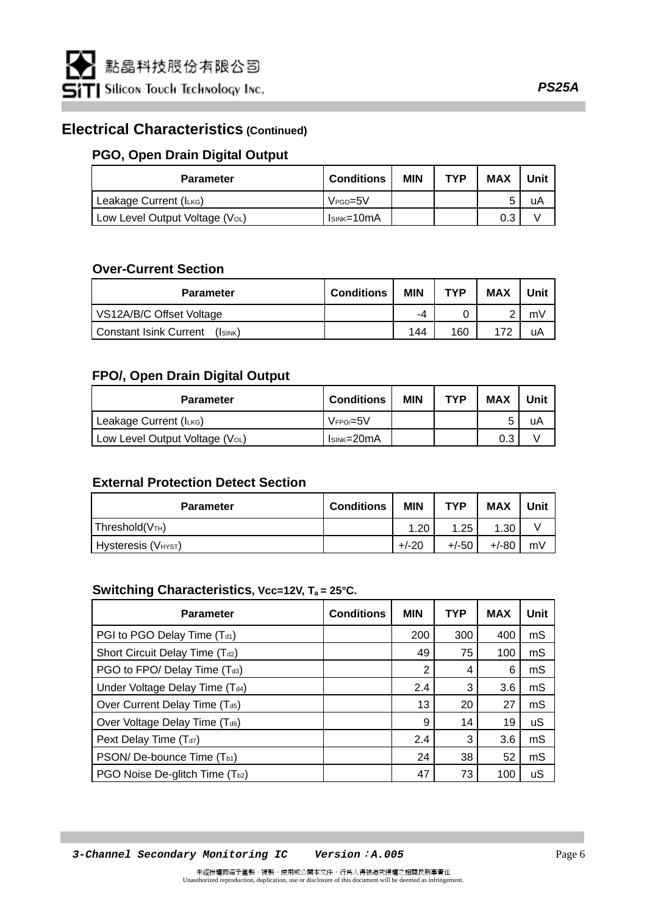## Electrical Characteristics (Continued)

### PGO, Open Drain Digital Output

| Parameter | Conditions | MIN | TYP | MAX | Unit |
|---|---|---|---|---|---|
| Leakage Current ($I_{LKG}$) | $V_{PGO}$=5V | | | 5 | uA |
| Low Level Output Voltage ($V_{OL}$) | $I_{SINK}$=10mA | | | 0.3 | V |

### Over-Current Section

| Parameter | Conditions | MIN | TYP | MAX | Unit |
|---|---|---|---|---|---|
| VS12A/B/C Offset Voltage | | -4 | 0 | 2 | mV |
| Constant Isink Current ($I_{SINK}$) | | 144 | 160 | 172 | uA |

### FPO/, Open Drain Digital Output

| Parameter | Conditions | MIN | TYP | MAX | Unit |
|---|---|---|---|---|---|
| Leakage Current ($I_{LKG}$) | $V_{FPO/}$=5V | | | 5 | uA |
| Low Level Output Voltage ($V_{OL}$) | $I_{SINK}$=20mA | | | 0.3 | V |

### External Protection Detect Section

| Parameter | Conditions | MIN | TYP | MAX | Unit |
|---|---|---|---|---|---|
| Threshold($V_{TH}$) | | 1.20 | 1.25 | 1.30 | V |
| Hysteresis ($V_{HYST}$) | | +/-20 | +/-50 | +/-80 | mV |

### Switching Characteristics, Vcc=12V, $T_a$ = 25°C.

| Parameter | Conditions | MIN | TYP | MAX | Unit |
|---|---|---|---|---|---|
| PGI to PGO Delay Time ($T_{d1}$) | | 200 | 300 | 400 | mS |
| Short Circuit Delay Time ($T_{d2}$) | | 49 | 75 | 100 | mS |
| PGO to FPO/ Delay Time ($T_{d3}$) | | 2 | 4 | 6 | mS |
| Under Voltage Delay Time ($T_{d4}$) | | 2.4 | 3 | 3.6 | mS |
| Over Current Delay Time ($T_{d5}$) | | 13 | 20 | 27 | mS |
| Over Voltage Delay Time ($T_{d6}$) | | 9 | 14 | 19 | uS |
| Pext Delay Time ($T_{d7}$) | | 2.4 | 3 | 3.6 | mS |
| PSON/ De-bounce Time ($T_{b1}$) | | 24 | 38 | 52 | mS |
| PGO Noise De-glitch Time ($T_{b2}$) | | 47 | 73 | 100 | uS |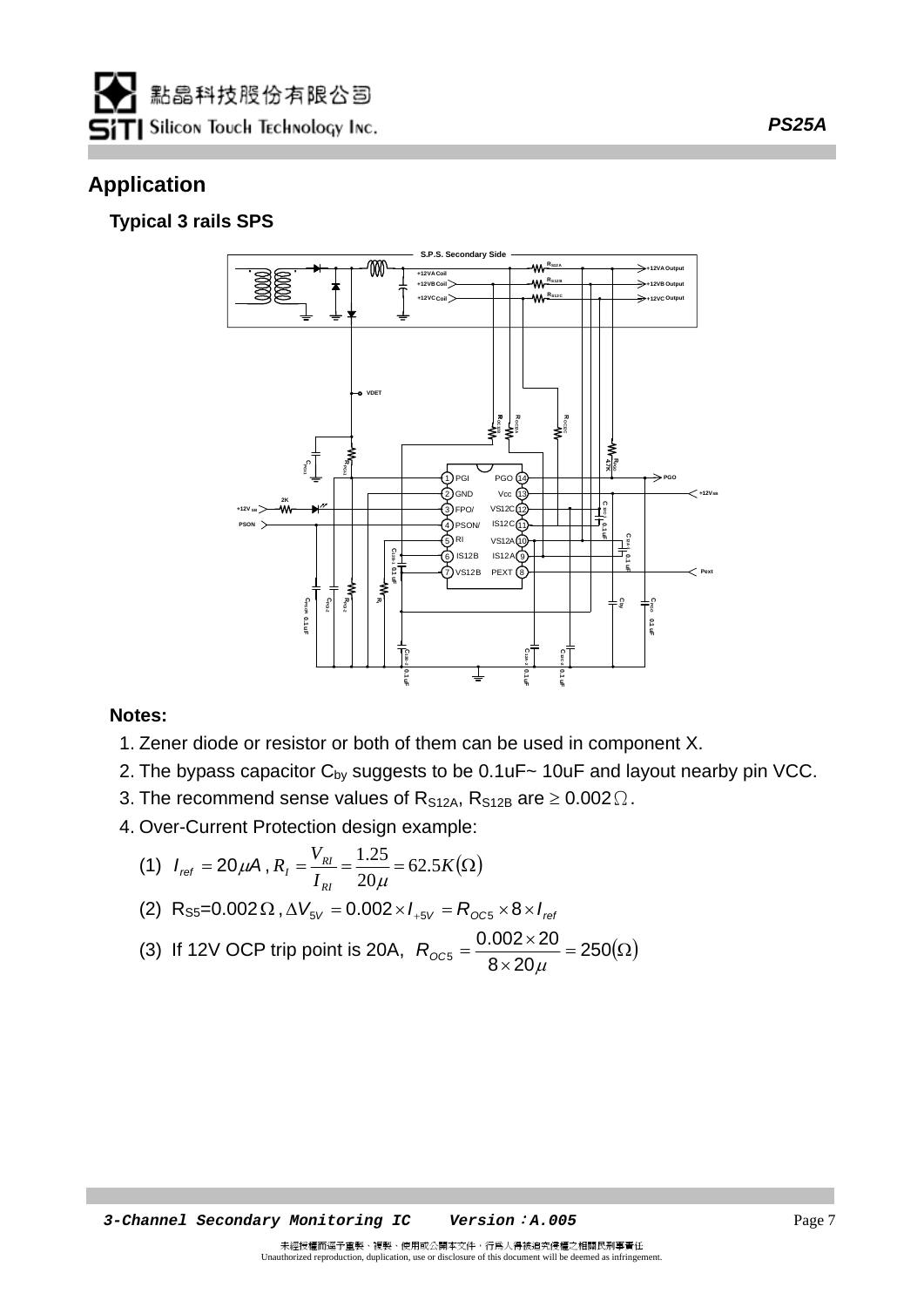## Application

### Typical 3 rails SPS

**Notes:**

1. Zener diode or resistor or both of them can be used in component X.
2. The bypass capacitor $C_{by}$ suggests to be 0.1uF~ 10uF and layout nearby pin VCC.
3. The recommend sense values of $R_{S12A}$, $R_{S12B}$ are $\geq 0.002\Omega$.
4. Over-Current Protection design example:

   (1) $I_{ref} = 20\mu A$ , $R_I = \dfrac{V_{RI}}{I_{RI}} = \dfrac{1.25}{20\mu} = 62.5K(\Omega)$

   (2) $R_{S5}$=0.002$\Omega$ , $\Delta V_{5V} = 0.002 \times I_{+5V} = R_{OC5} \times 8 \times I_{ref}$

   (3) If 12V OCP trip point is 20A, $R_{OC5} = \dfrac{0.002 \times 20}{8 \times 20\mu} = 250(\Omega)$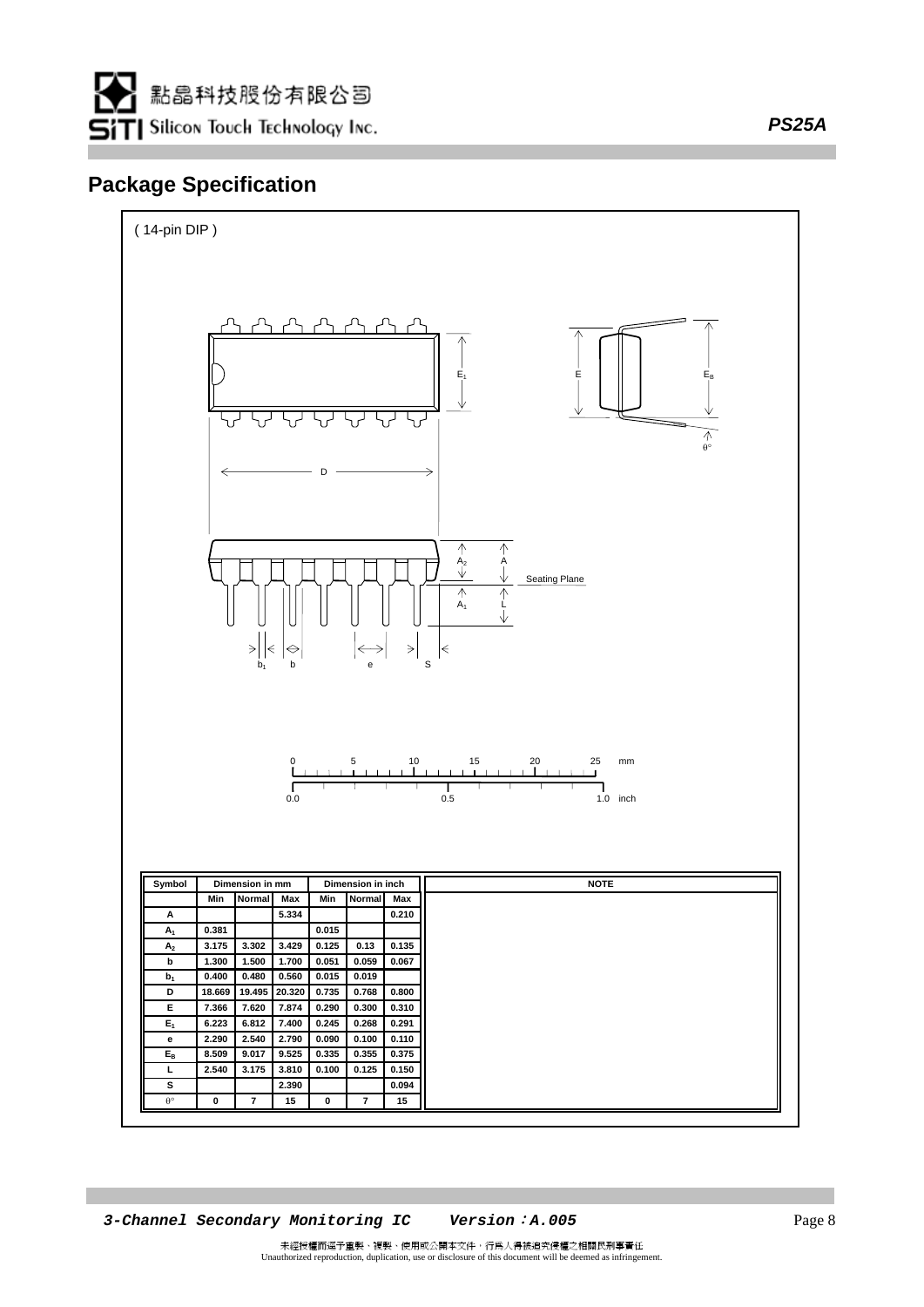## Package Specification

( 14-pin DIP )

| Symbol | Dimension in mm | | | Dimension in inch | | | NOTE |
|---|---|---|---|---|---|---|---|
| | Min | Normal | Max | Min | Normal | Max | |
| A | | | 5.334 | | | 0.210 | |
| $A_1$ | 0.381 | | | 0.015 | | | |
| $A_2$ | 3.175 | 3.302 | 3.429 | 0.125 | 0.13 | 0.135 | |
| b | 1.300 | 1.500 | 1.700 | 0.051 | 0.059 | 0.067 | |
| $b_1$ | 0.400 | 0.480 | 0.560 | 0.015 | 0.019 | | |
| D | 18.669 | 19.495 | 20.320 | 0.735 | 0.768 | 0.800 | |
| E | 7.366 | 7.620 | 7.874 | 0.290 | 0.300 | 0.310 | |
| $E_1$ | 6.223 | 6.812 | 7.400 | 0.245 | 0.268 | 0.291 | |
| e | 2.290 | 2.540 | 2.790 | 0.090 | 0.100 | 0.110 | |
| $E_B$ | 8.509 | 9.017 | 9.525 | 0.335 | 0.355 | 0.375 | |
| L | 2.540 | 3.175 | 3.810 | 0.100 | 0.125 | 0.150 | |
| S | | | 2.390 | | | 0.094 | |
| $\theta°$ | 0 | 7 | 15 | 0 | 7 | 15 | |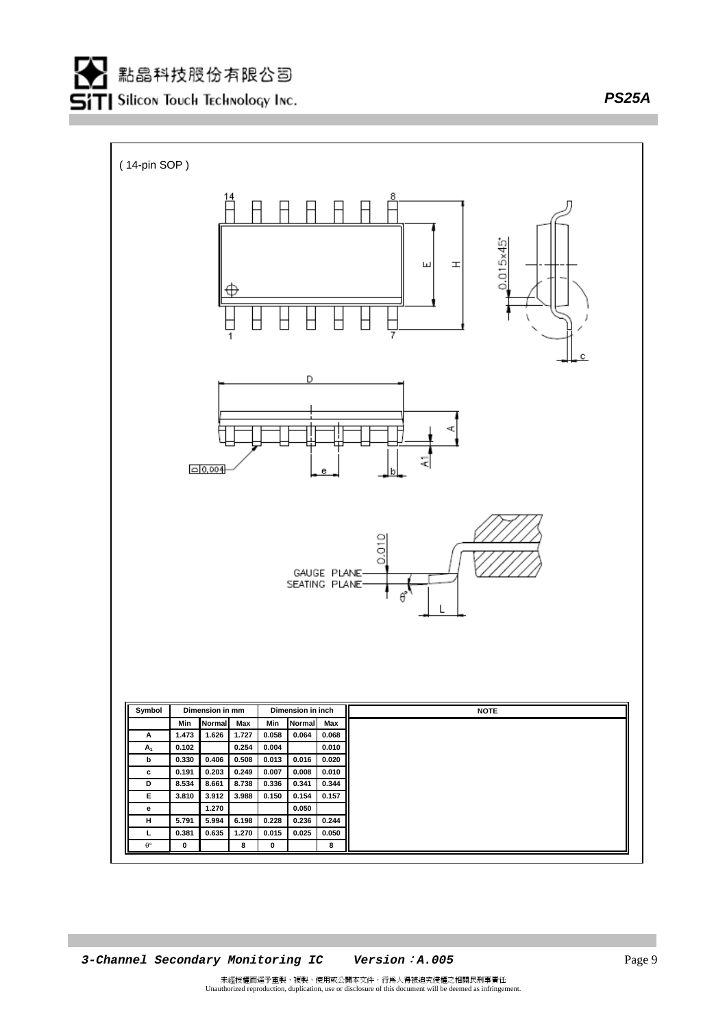( 14-pin SOP )

| Symbol | Dimension in mm | | | Dimension in inch | | | NOTE |
|---|---|---|---|---|---|---|---|
| | Min | Normal | Max | Min | Normal | Max | |
| A | 1.473 | 1.626 | 1.727 | 0.058 | 0.064 | 0.068 | |
| $A_1$ | 0.102 | | 0.254 | 0.004 | | 0.010 | |
| b | 0.330 | 0.406 | 0.508 | 0.013 | 0.016 | 0.020 | |
| c | 0.191 | 0.203 | 0.249 | 0.007 | 0.008 | 0.010 | |
| D | 8.534 | 8.661 | 8.738 | 0.336 | 0.341 | 0.344 | |
| E | 3.810 | 3.912 | 3.988 | 0.150 | 0.154 | 0.157 | |
| e | | 1.270 | | | 0.050 | | |
| H | 5.791 | 5.994 | 6.198 | 0.228 | 0.236 | 0.244 | |
| L | 0.381 | 0.635 | 1.270 | 0.015 | 0.025 | 0.050 | |
| θ° | 0 | | 8 | 0 | | 8 | |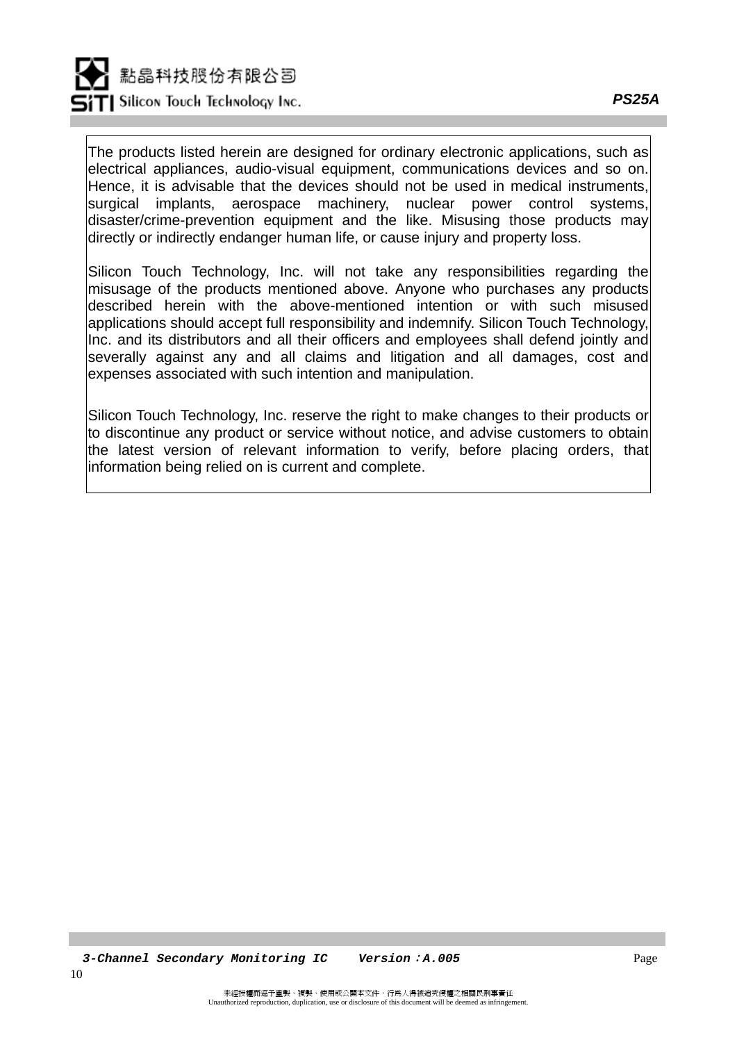The products listed herein are designed for ordinary electronic applications, such as electrical appliances, audio-visual equipment, communications devices and so on. Hence, it is advisable that the devices should not be used in medical instruments, surgical implants, aerospace machinery, nuclear power control systems, disaster/crime-prevention equipment and the like. Misusing those products may directly or indirectly endanger human life, or cause injury and property loss.

Silicon Touch Technology, Inc. will not take any responsibilities regarding the misusage of the products mentioned above. Anyone who purchases any products described herein with the above-mentioned intention or with such misused applications should accept full responsibility and indemnify. Silicon Touch Technology, Inc. and its distributors and all their officers and employees shall defend jointly and severally against any and all claims and litigation and all damages, cost and expenses associated with such intention and manipulation.

Silicon Touch Technology, Inc. reserve the right to make changes to their products or to discontinue any product or service without notice, and advise customers to obtain the latest version of relevant information to verify, before placing orders, that information being relied on is current and complete.